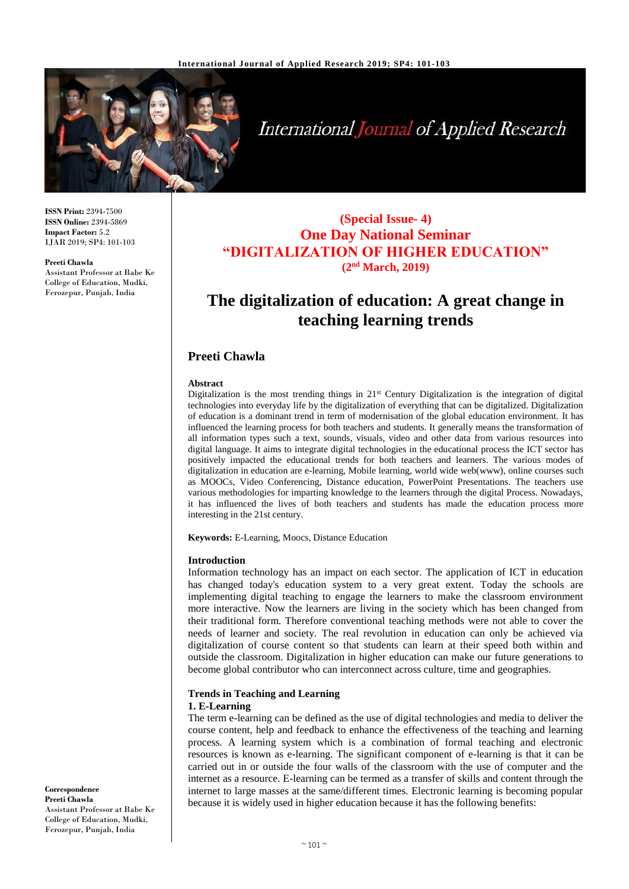**ISSN Print:** 2394-7500
**ISSN Online:** 2394-5869
**Impact Factor:** 5.2
IJAR 2019; SP4: 101-103

**Preeti Chawla**
Assistant Professor at Babe Ke College of Education, Mudki, Ferozepur, Punjab, India

**Correspondence**
**Preeti Chawla**
Assistant Professor at Babe Ke College of Education, Mudki, Ferozepur, Punjab, India

**(Special Issue- 4)**
**One Day National Seminar**
**"DIGITALIZATION OF HIGHER EDUCATION"**
**(2nd March, 2019)**

# The digitalization of education: A great change in teaching learning trends

## Preeti Chawla

### Abstract

Digitalization is the most trending things in 21st Century Digitalization is the integration of digital technologies into everyday life by the digitalization of everything that can be digitalized. Digitalization of education is a dominant trend in term of modernisation of the global education environment. It has influenced the learning process for both teachers and students. It generally means the transformation of all information types such a text, sounds, visuals, video and other data from various resources into digital language. It aims to integrate digital technologies in the educational process the ICT sector has positively impacted the educational trends for both teachers and learners. The various modes of digitalization in education are e-learning, Mobile learning, world wide web(www), online courses such as MOOCs, Video Conferencing, Distance education, PowerPoint Presentations. The teachers use various methodologies for imparting knowledge to the learners through the digital Process. Nowadays, it has influenced the lives of both teachers and students has made the education process more interesting in the 21st century.

**Keywords:** E-Learning, Moocs, Distance Education

### Introduction

Information technology has an impact on each sector. The application of ICT in education has changed today's education system to a very great extent. Today the schools are implementing digital teaching to engage the learners to make the classroom environment more interactive. Now the learners are living in the society which has been changed from their traditional form. Therefore conventional teaching methods were not able to cover the needs of learner and society. The real revolution in education can only be achieved via digitalization of course content so that students can learn at their speed both within and outside the classroom. Digitalization in higher education can make our future generations to become global contributor who can interconnect across culture, time and geographies.

### Trends in Teaching and Learning

**1. E-Learning**

The term e-learning can be defined as the use of digital technologies and media to deliver the course content, help and feedback to enhance the effectiveness of the teaching and learning process. A learning system which is a combination of formal teaching and electronic resources is known as e-learning. The significant component of e-learning is that it can be carried out in or outside the four walls of the classroom with the use of computer and the internet as a resource. E-learning can be termed as a transfer of skills and content through the internet to large masses at the same/different times. Electronic learning is becoming popular because it is widely used in higher education because it has the following benefits: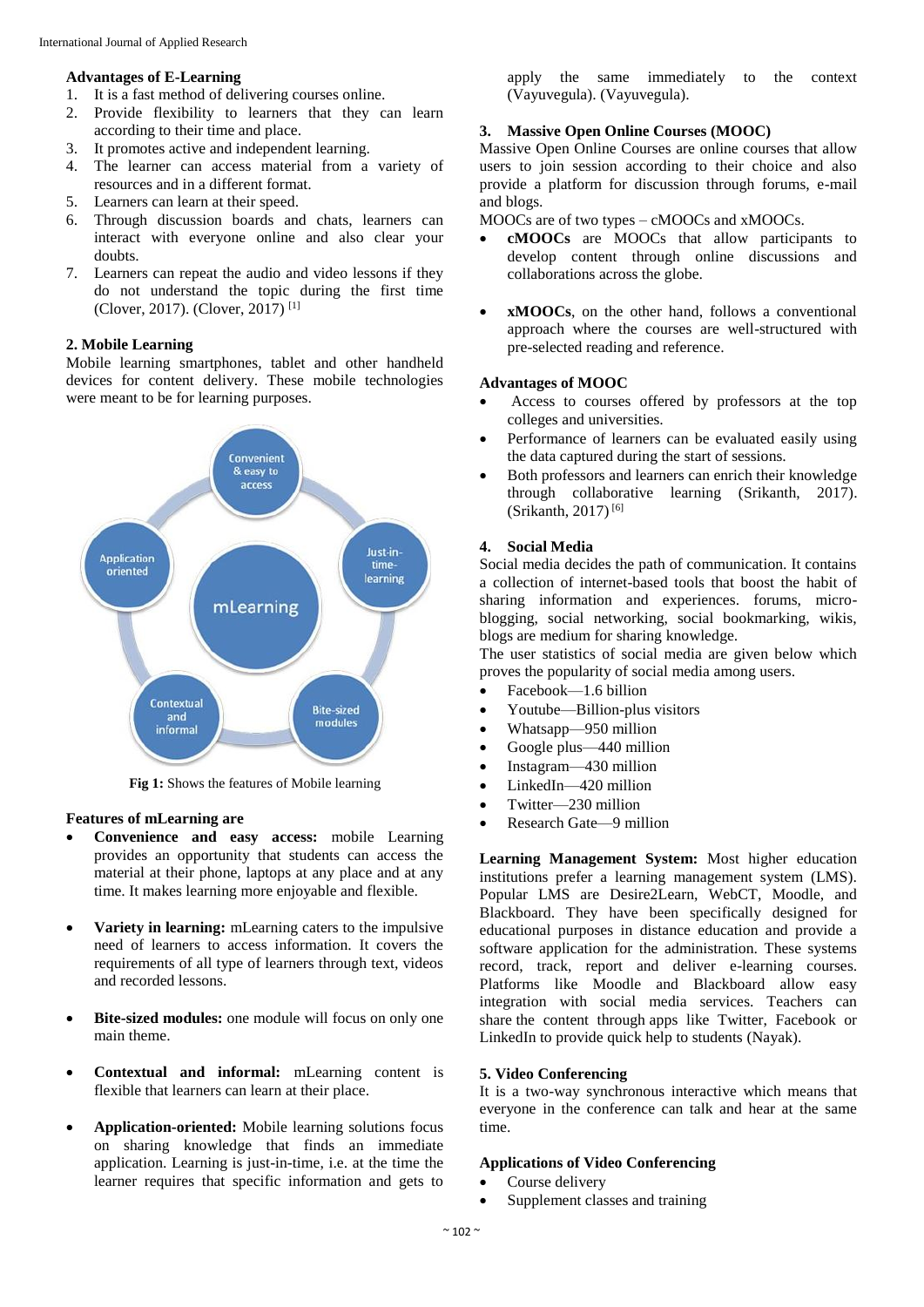### Advantages of E-Learning

1. It is a fast method of delivering courses online.
2. Provide flexibility to learners that they can learn according to their time and place.
3. It promotes active and independent learning.
4. The learner can access material from a variety of resources and in a different format.
5. Learners can learn at their speed.
6. Through discussion boards and chats, learners can interact with everyone online and also clear your doubts.
7. Learners can repeat the audio and video lessons if they do not understand the topic during the first time (Clover, 2017). (Clover, 2017) [1]

### 2. Mobile Learning

Mobile learning smartphones, tablet and other handheld devices for content delivery. These mobile technologies were meant to be for learning purposes.

**Fig 1:** Shows the features of Mobile learning

### Features of mLearning are

- **Convenience and easy access:** mobile Learning provides an opportunity that students can access the material at their phone, laptops at any place and at any time. It makes learning more enjoyable and flexible.

- **Variety in learning:** mLearning caters to the impulsive need of learners to access information. It covers the requirements of all type of learners through text, videos and recorded lessons.

- **Bite-sized modules:** one module will focus on only one main theme.

- **Contextual and informal:** mLearning content is flexible that learners can learn at their place.

- **Application-oriented:** Mobile learning solutions focus on sharing knowledge that finds an immediate application. Learning is just-in-time, i.e. at the time the learner requires that specific information and gets to apply the same immediately to the context (Vayuvegula). (Vayuvegula).

### 3. Massive Open Online Courses (MOOC)

Massive Open Online Courses are online courses that allow users to join session according to their choice and also provide a platform for discussion through forums, e-mail and blogs.

MOOCs are of two types – cMOOCs and xMOOCs.

- **cMOOCs** are MOOCs that allow participants to develop content through online discussions and collaborations across the globe.

- **xMOOCs**, on the other hand, follows a conventional approach where the courses are well-structured with pre-selected reading and reference.

### Advantages of MOOC

- Access to courses offered by professors at the top colleges and universities.
- Performance of learners can be evaluated easily using the data captured during the start of sessions.
- Both professors and learners can enrich their knowledge through collaborative learning (Srikanth, 2017). (Srikanth, 2017) [6]

### 4. Social Media

Social media decides the path of communication. It contains a collection of internet-based tools that boost the habit of sharing information and experiences. forums, micro-blogging, social networking, social bookmarking, wikis, blogs are medium for sharing knowledge.

The user statistics of social media are given below which proves the popularity of social media among users.

- Facebook—1.6 billion
- Youtube—Billion-plus visitors
- Whatsapp—950 million
- Google plus—440 million
- Instagram—430 million
- LinkedIn—420 million
- Twitter—230 million
- Research Gate—9 million

**Learning Management System:** Most higher education institutions prefer a learning management system (LMS). Popular LMS are Desire2Learn, WebCT, Moodle, and Blackboard. They have been specifically designed for educational purposes in distance education and provide a software application for the administration. These systems record, track, report and deliver e-learning courses. Platforms like Moodle and Blackboard allow easy integration with social media services. Teachers can share the content through apps like Twitter, Facebook or LinkedIn to provide quick help to students (Nayak).

### 5. Video Conferencing

It is a two-way synchronous interactive which means that everyone in the conference can talk and hear at the same time.

### Applications of Video Conferencing

- Course delivery
- Supplement classes and training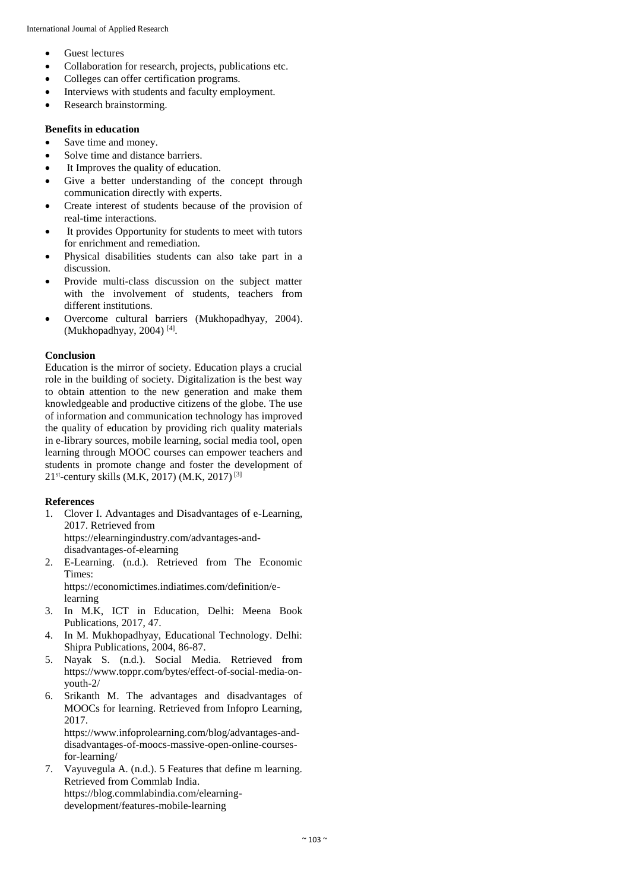- Guest lectures
- Collaboration for research, projects, publications etc.
- Colleges can offer certification programs.
- Interviews with students and faculty employment.
- Research brainstorming.

**Benefits in education**

- Save time and money.
- Solve time and distance barriers.
- It Improves the quality of education.
- Give a better understanding of the concept through communication directly with experts.
- Create interest of students because of the provision of real-time interactions.
- It provides Opportunity for students to meet with tutors for enrichment and remediation.
- Physical disabilities students can also take part in a discussion.
- Provide multi-class discussion on the subject matter with the involvement of students, teachers from different institutions.
- Overcome cultural barriers (Mukhopadhyay, 2004). (Mukhopadhyay, 2004) [4].

**Conclusion**

Education is the mirror of society. Education plays a crucial role in the building of society. Digitalization is the best way to obtain attention to the new generation and make them knowledgeable and productive citizens of the globe. The use of information and communication technology has improved the quality of education by providing rich quality materials in e-library sources, mobile learning, social media tool, open learning through MOOC courses can empower teachers and students in promote change and foster the development of 21st-century skills (M.K, 2017) (M.K, 2017) [3]

**References**

1. Clover I. Advantages and Disadvantages of e-Learning, 2017. Retrieved from https://elearningindustry.com/advantages-and-disadvantages-of-elearning
2. E-Learning. (n.d.). Retrieved from The Economic Times: https://economictimes.indiatimes.com/definition/e-learning
3. In M.K, ICT in Education, Delhi: Meena Book Publications, 2017, 47.
4. In M. Mukhopadhyay, Educational Technology. Delhi: Shipra Publications, 2004, 86-87.
5. Nayak S. (n.d.). Social Media. Retrieved from https://www.toppr.com/bytes/effect-of-social-media-on-youth-2/
6. Srikanth M. The advantages and disadvantages of MOOCs for learning. Retrieved from Infopro Learning, 2017. https://www.infoprolearning.com/blog/advantages-and-disadvantages-of-moocs-massive-open-online-courses-for-learning/
7. Vayuvegula A. (n.d.). 5 Features that define m learning. Retrieved from Commlab India. https://blog.commlabindia.com/elearning-development/features-mobile-learning